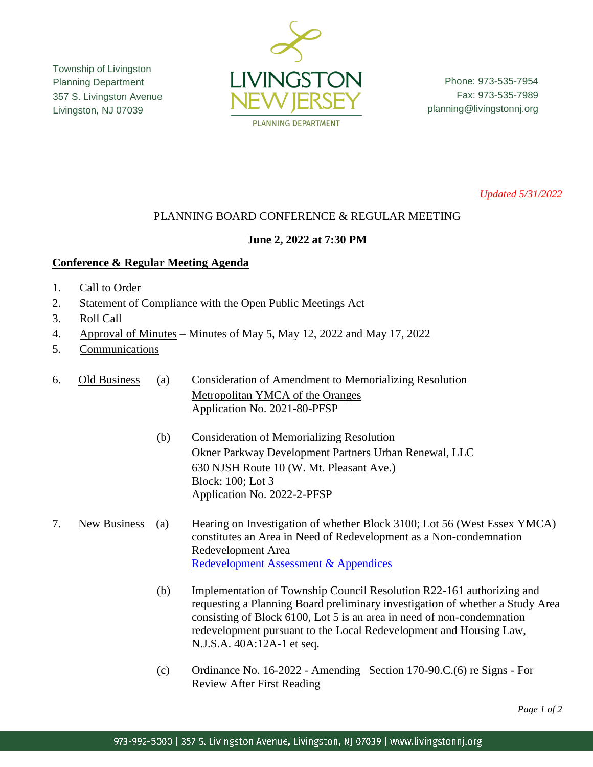Township of Livingston
Planning Department
357 S. Livingston Avenue
Livingston, NJ 07039

LIVINGSTON NEW JERSEY
PLANNING DEPARTMENT

Phone: 973-535-7954
Fax: 973-535-7989
planning@livingstonnj.org

*Updated 5/31/2022*

PLANNING BOARD CONFERENCE & REGULAR MEETING

**June 2, 2022 at 7:30 PM**

**Conference & Regular Meeting Agenda**

1. Call to Order
2. Statement of Compliance with the Open Public Meetings Act
3. Roll Call
4. Approval of Minutes – Minutes of May 5, May 12, 2022 and May 17, 2022
5. Communications
6. Old Business
   - (a) Consideration of Amendment to Memorializing Resolution
     Metropolitan YMCA of the Oranges
     Application No. 2021-80-PFSP
   - (b) Consideration of Memorializing Resolution
     Okner Parkway Development Partners Urban Renewal, LLC
     630 NJSH Route 10 (W. Mt. Pleasant Ave.)
     Block: 100; Lot 3
     Application No. 2022-2-PFSP
7. New Business
   - (a) Hearing on Investigation of whether Block 3100; Lot 56 (West Essex YMCA) constitutes an Area in Need of Redevelopment as a Non-condemnation Redevelopment Area
     Redevelopment Assessment & Appendices
   - (b) Implementation of Township Council Resolution R22-161 authorizing and requesting a Planning Board preliminary investigation of whether a Study Area consisting of Block 6100, Lot 5 is an area in need of non-condemnation redevelopment pursuant to the Local Redevelopment and Housing Law, N.J.S.A. 40A:12A-1 et seq.
   - (c) Ordinance No. 16-2022 - Amending Section 170-90.C.(6) re Signs - For Review After First Reading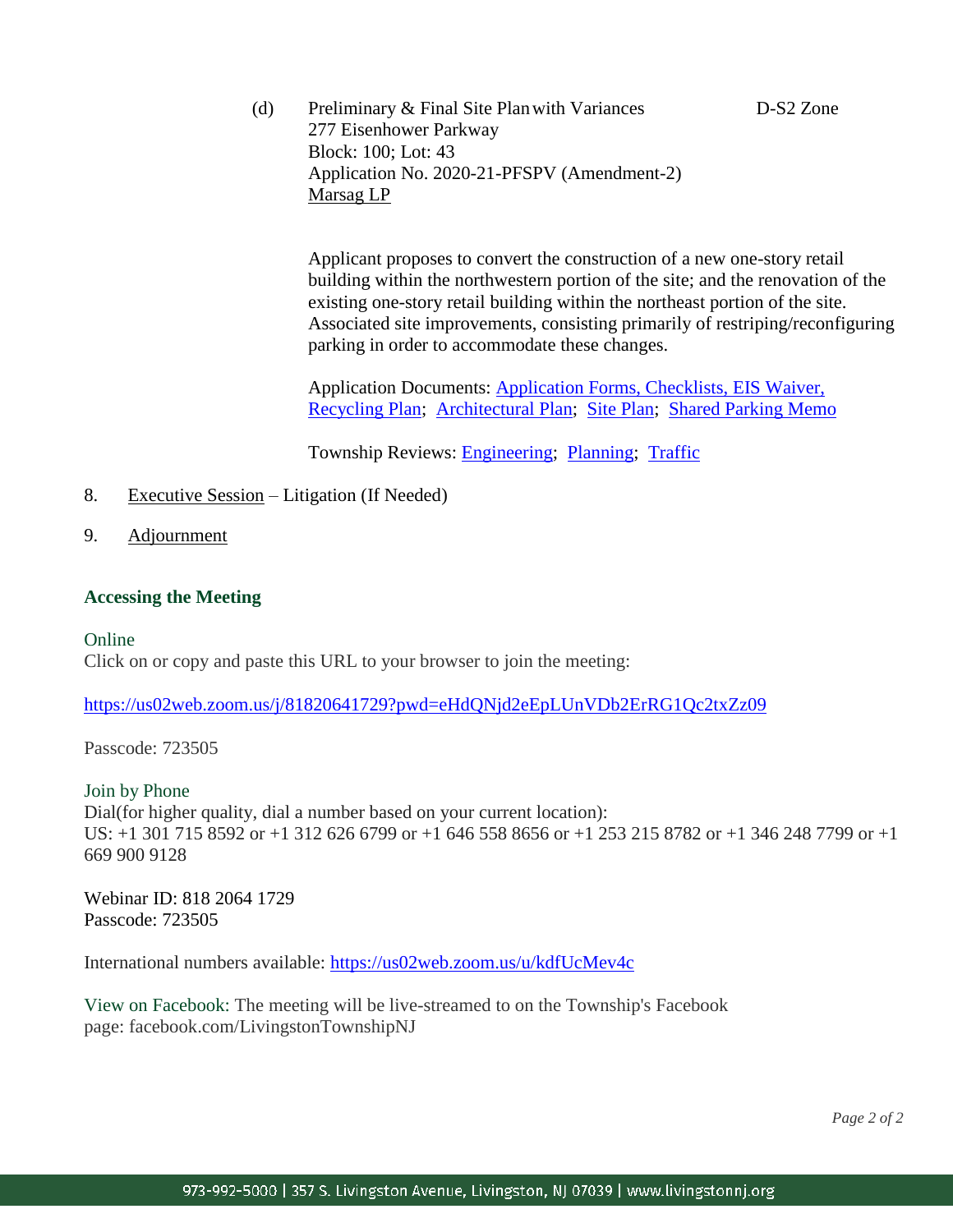(d) Preliminary & Final Site Plan with Variances D-S2 Zone
277 Eisenhower Parkway
Block: 100; Lot: 43
Application No. 2020-21-PFSPV (Amendment-2)
Marsag LP

Applicant proposes to convert the construction of a new one-story retail building within the northwestern portion of the site; and the renovation of the existing one-story retail building within the northeast portion of the site. Associated site improvements, consisting primarily of restriping/reconfiguring parking in order to accommodate these changes.

Application Documents: Application Forms, Checklists, EIS Waiver, Recycling Plan; Architectural Plan; Site Plan; Shared Parking Memo

Township Reviews: Engineering; Planning; Traffic

8. Executive Session – Litigation (If Needed)

9. Adjournment

### Accessing the Meeting

Online
Click on or copy and paste this URL to your browser to join the meeting:

https://us02web.zoom.us/j/81820641729?pwd=eHdQNjd2eEpLUnVDb2ErRG1Qc2txZz09

Passcode: 723505

Join by Phone
Dial(for higher quality, dial a number based on your current location):
US: +1 301 715 8592 or +1 312 626 6799 or +1 646 558 8656 or +1 253 215 8782 or +1 346 248 7799 or +1 669 900 9128

Webinar ID: 818 2064 1729
Passcode: 723505

International numbers available: https://us02web.zoom.us/u/kdfUcMev4c

View on Facebook: The meeting will be live-streamed to on the Township's Facebook page: facebook.com/LivingstonTownshipNJ

973-992-5000 | 357 S. Livingston Avenue, Livingston, NJ 07039 | www.livingstonnj.org